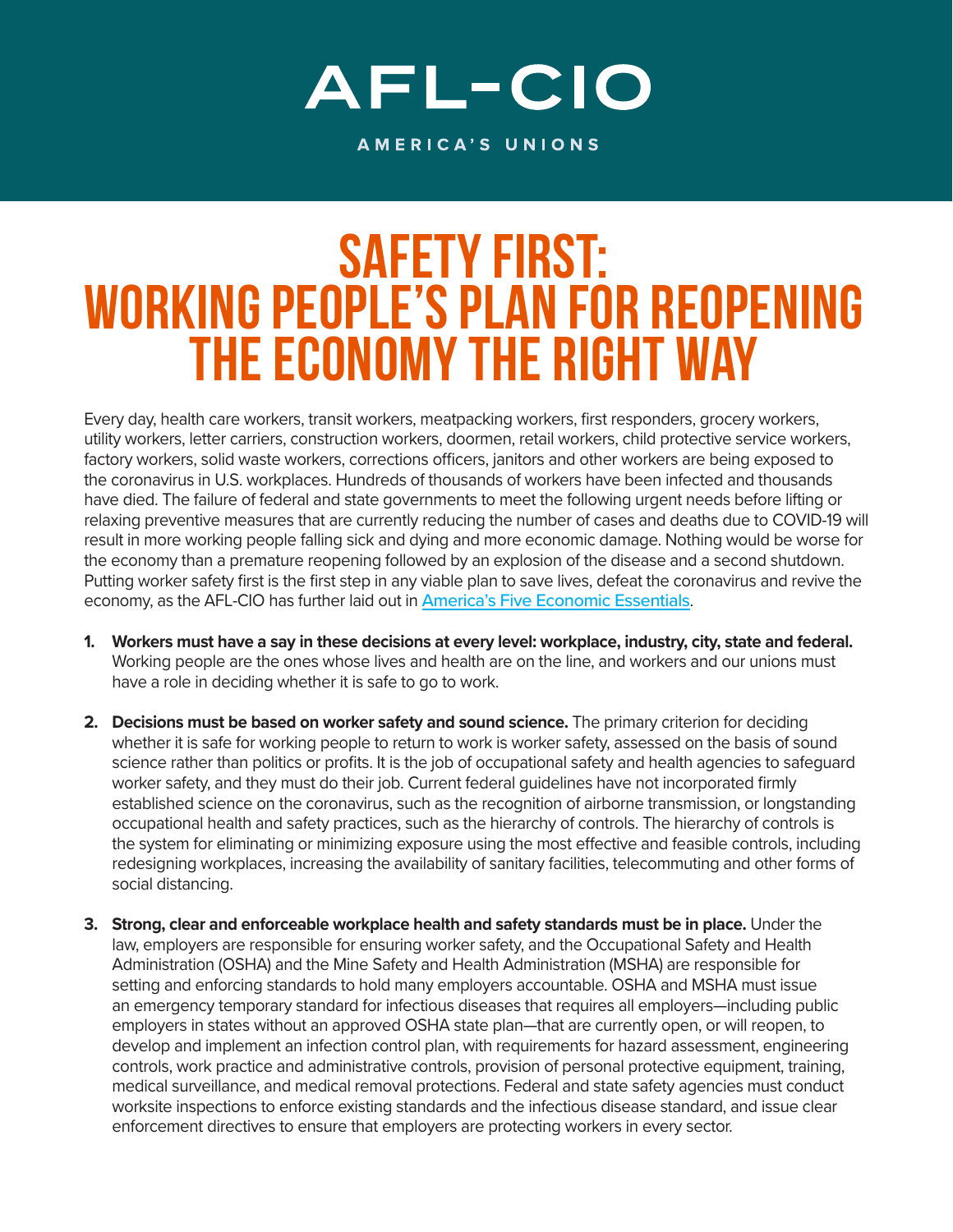AFL-CIO

AMERICA'S UNIONS

# SAFETY FIRST: WORKING PEOPLE'S PLAN FOR REOPENING THE ECONOMY THE RIGHT WAY

Every day, health care workers, transit workers, meatpacking workers, first responders, grocery workers, utility workers, letter carriers, construction workers, doormen, retail workers, child protective service workers, factory workers, solid waste workers, corrections officers, janitors and other workers are being exposed to the coronavirus in U.S. workplaces. Hundreds of thousands of workers have been infected and thousands have died. The failure of federal and state governments to meet the following urgent needs before lifting or relaxing preventive measures that are currently reducing the number of cases and deaths due to COVID-19 will result in more working people falling sick and dying and more economic damage. Nothing would be worse for the economy than a premature reopening followed by an explosion of the disease and a second shutdown. Putting worker safety first is the first step in any viable plan to save lives, defeat the coronavirus and revive the economy, as the AFL-CIO has further laid out in America's Five Economic Essentials.

1. **Workers must have a say in these decisions at every level: workplace, industry, city, state and federal.** Working people are the ones whose lives and health are on the line, and workers and our unions must have a role in deciding whether it is safe to go to work.

2. **Decisions must be based on worker safety and sound science.** The primary criterion for deciding whether it is safe for working people to return to work is worker safety, assessed on the basis of sound science rather than politics or profits. It is the job of occupational safety and health agencies to safeguard worker safety, and they must do their job. Current federal guidelines have not incorporated firmly established science on the coronavirus, such as the recognition of airborne transmission, or longstanding occupational health and safety practices, such as the hierarchy of controls. The hierarchy of controls is the system for eliminating or minimizing exposure using the most effective and feasible controls, including redesigning workplaces, increasing the availability of sanitary facilities, telecommuting and other forms of social distancing.

3. **Strong, clear and enforceable workplace health and safety standards must be in place.** Under the law, employers are responsible for ensuring worker safety, and the Occupational Safety and Health Administration (OSHA) and the Mine Safety and Health Administration (MSHA) are responsible for setting and enforcing standards to hold many employers accountable. OSHA and MSHA must issue an emergency temporary standard for infectious diseases that requires all employers—including public employers in states without an approved OSHA state plan—that are currently open, or will reopen, to develop and implement an infection control plan, with requirements for hazard assessment, engineering controls, work practice and administrative controls, provision of personal protective equipment, training, medical surveillance, and medical removal protections. Federal and state safety agencies must conduct worksite inspections to enforce existing standards and the infectious disease standard, and issue clear enforcement directives to ensure that employers are protecting workers in every sector.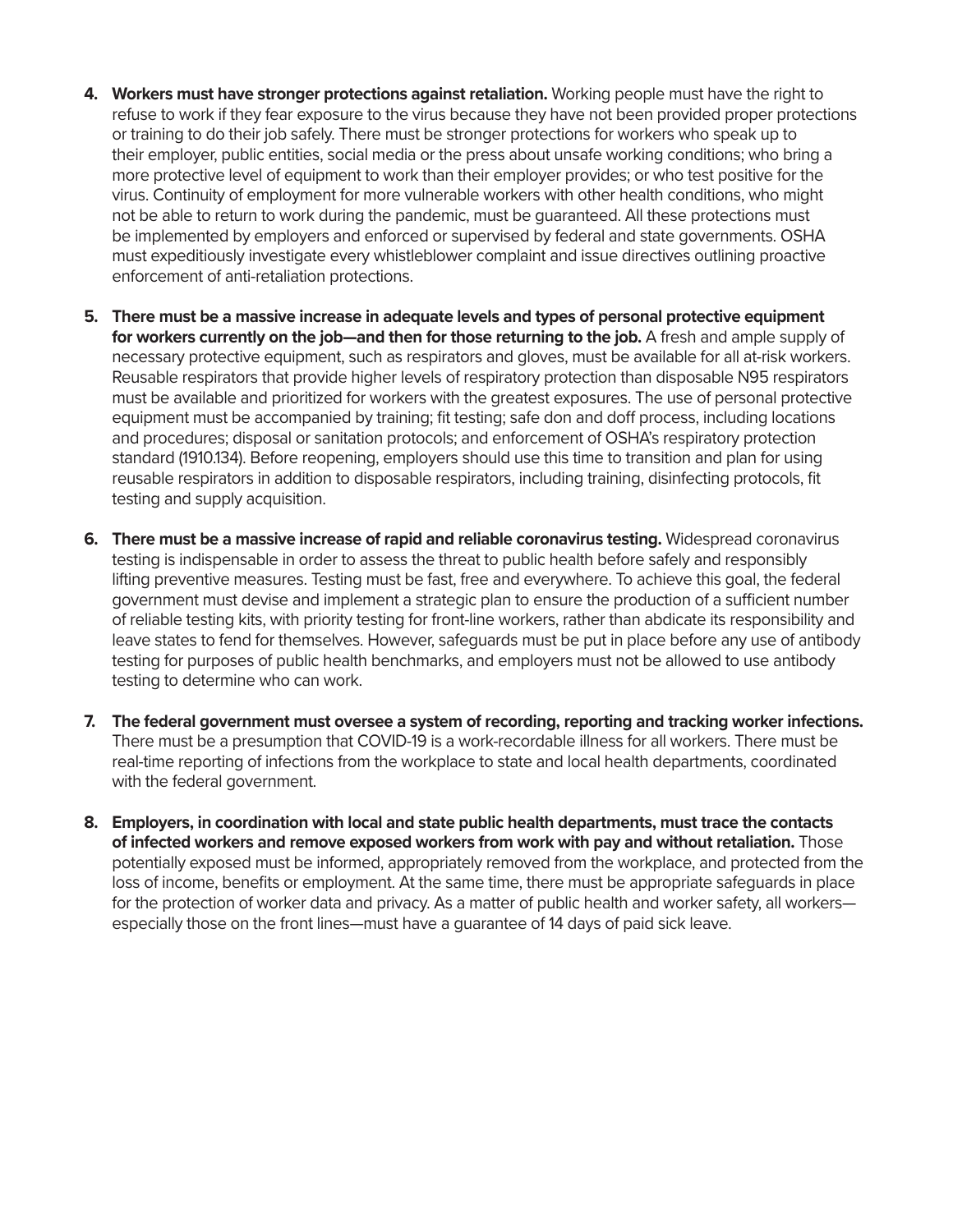4. **Workers must have stronger protections against retaliation.** Working people must have the right to refuse to work if they fear exposure to the virus because they have not been provided proper protections or training to do their job safely. There must be stronger protections for workers who speak up to their employer, public entities, social media or the press about unsafe working conditions; who bring a more protective level of equipment to work than their employer provides; or who test positive for the virus. Continuity of employment for more vulnerable workers with other health conditions, who might not be able to return to work during the pandemic, must be guaranteed. All these protections must be implemented by employers and enforced or supervised by federal and state governments. OSHA must expeditiously investigate every whistleblower complaint and issue directives outlining proactive enforcement of anti-retaliation protections.

5. **There must be a massive increase in adequate levels and types of personal protective equipment for workers currently on the job—and then for those returning to the job.** A fresh and ample supply of necessary protective equipment, such as respirators and gloves, must be available for all at-risk workers. Reusable respirators that provide higher levels of respiratory protection than disposable N95 respirators must be available and prioritized for workers with the greatest exposures. The use of personal protective equipment must be accompanied by training; fit testing; safe don and doff process, including locations and procedures; disposal or sanitation protocols; and enforcement of OSHA's respiratory protection standard (1910.134). Before reopening, employers should use this time to transition and plan for using reusable respirators in addition to disposable respirators, including training, disinfecting protocols, fit testing and supply acquisition.

6. **There must be a massive increase of rapid and reliable coronavirus testing.** Widespread coronavirus testing is indispensable in order to assess the threat to public health before safely and responsibly lifting preventive measures. Testing must be fast, free and everywhere. To achieve this goal, the federal government must devise and implement a strategic plan to ensure the production of a sufficient number of reliable testing kits, with priority testing for front-line workers, rather than abdicate its responsibility and leave states to fend for themselves. However, safeguards must be put in place before any use of antibody testing for purposes of public health benchmarks, and employers must not be allowed to use antibody testing to determine who can work.

7. **The federal government must oversee a system of recording, reporting and tracking worker infections.** There must be a presumption that COVID-19 is a work-recordable illness for all workers. There must be real-time reporting of infections from the workplace to state and local health departments, coordinated with the federal government.

8. **Employers, in coordination with local and state public health departments, must trace the contacts of infected workers and remove exposed workers from work with pay and without retaliation.** Those potentially exposed must be informed, appropriately removed from the workplace, and protected from the loss of income, benefits or employment. At the same time, there must be appropriate safeguards in place for the protection of worker data and privacy. As a matter of public health and worker safety, all workers—especially those on the front lines—must have a guarantee of 14 days of paid sick leave.